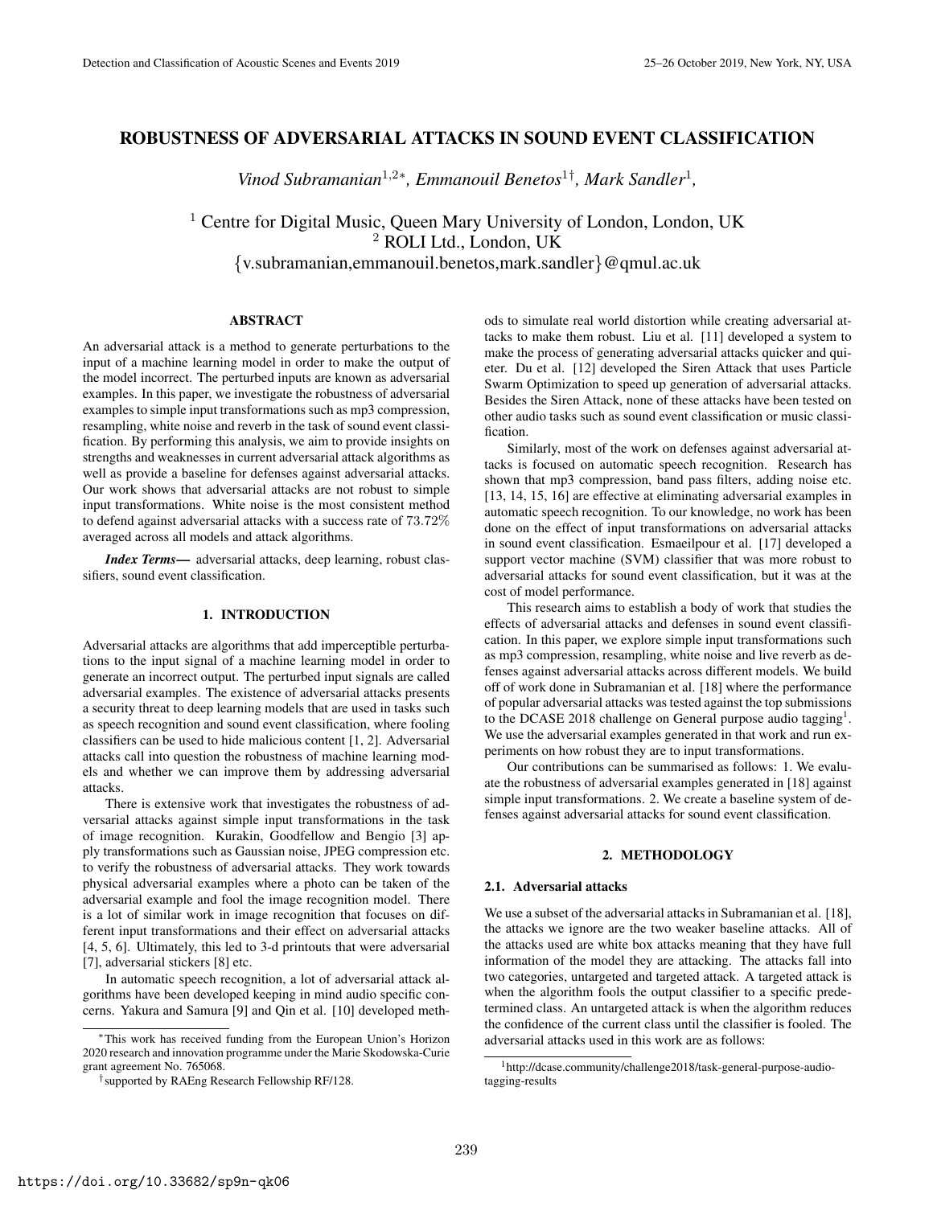# ROBUSTNESS OF ADVERSARIAL ATTACKS IN SOUND EVENT CLASSIFICATION

*Vinod Subramanian*[1,2*], *Emmanouil Benetos*[1†], *Mark Sandler*[1],

[1] Centre for Digital Music, Queen Mary University of London, London, UK
[2] ROLI Ltd., London, UK
{v.subramanian,emmanouil.benetos,mark.sandler}@qmul.ac.uk

## ABSTRACT

An adversarial attack is a method to generate perturbations to the input of a machine learning model in order to make the output of the model incorrect. The perturbed inputs are known as adversarial examples. In this paper, we investigate the robustness of adversarial examples to simple input transformations such as mp3 compression, resampling, white noise and reverb in the task of sound event classification. By performing this analysis, we aim to provide insights on strengths and weaknesses in current adversarial attack algorithms as well as provide a baseline for defenses against adversarial attacks. Our work shows that adversarial attacks are not robust to simple input transformations. White noise is the most consistent method to defend against adversarial attacks with a success rate of $73.72\%$ averaged across all models and attack algorithms.

***Index Terms*—** adversarial attacks, deep learning, robust classifiers, sound event classification.

## 1. INTRODUCTION

Adversarial attacks are algorithms that add imperceptible perturbations to the input signal of a machine learning model in order to generate an incorrect output. The perturbed input signals are called adversarial examples. The existence of adversarial attacks presents a security threat to deep learning models that are used in tasks such as speech recognition and sound event classification, where fooling classifiers can be used to hide malicious content [1, 2]. Adversarial attacks call into question the robustness of machine learning models and whether we can improve them by addressing adversarial attacks.

There is extensive work that investigates the robustness of adversarial attacks against simple input transformations in the task of image recognition. Kurakin, Goodfellow and Bengio [3] apply transformations such as Gaussian noise, JPEG compression etc. to verify the robustness of adversarial attacks. They work towards physical adversarial examples where a photo can be taken of the adversarial example and fool the image recognition model. There is a lot of similar work in image recognition that focuses on different input transformations and their effect on adversarial attacks [4, 5, 6]. Ultimately, this led to 3-d printouts that were adversarial [7], adversarial stickers [8] etc.

In automatic speech recognition, a lot of adversarial attack algorithms have been developed keeping in mind audio specific concerns. Yakura and Samura [9] and Qin et al. [10] developed methods to simulate real world distortion while creating adversarial attacks to make them robust. Liu et al. [11] developed a system to make the process of generating adversarial attacks quicker and quieter. Du et al. [12] developed the Siren Attack that uses Particle Swarm Optimization to speed up generation of adversarial attacks. Besides the Siren Attack, none of these attacks have been tested on other audio tasks such as sound event classification or music classification.

Similarly, most of the work on defenses against adversarial attacks is focused on automatic speech recognition. Research has shown that mp3 compression, band pass filters, adding noise etc. [13, 14, 15, 16] are effective at eliminating adversarial examples in automatic speech recognition. To our knowledge, no work has been done on the effect of input transformations on adversarial attacks in sound event classification. Esmaeilpour et al. [17] developed a support vector machine (SVM) classifier that was more robust to adversarial attacks for sound event classification, but it was at the cost of model performance.

This research aims to establish a body of work that studies the effects of adversarial attacks and defenses in sound event classification. In this paper, we explore simple input transformations such as mp3 compression, resampling, white noise and live reverb as defenses against adversarial attacks across different models. We build off of work done in Subramanian et al. [18] where the performance of popular adversarial attacks was tested against the top submissions to the DCASE 2018 challenge on General purpose audio tagging[1]. We use the adversarial examples generated in that work and run experiments on how robust they are to input transformations.

Our contributions can be summarised as follows: 1. We evaluate the robustness of adversarial examples generated in [18] against simple input transformations. 2. We create a baseline system of defenses against adversarial attacks for sound event classification.

## 2. METHODOLOGY

### 2.1. Adversarial attacks

We use a subset of the adversarial attacks in Subramanian et al. [18], the attacks we ignore are the two weaker baseline attacks. All of the attacks used are white box attacks meaning that they have full information of the model they are attacking. The attacks fall into two categories, untargeted and targeted attack. A targeted attack is when the algorithm fools the output classifier to a specific predetermined class. An untargeted attack is when the algorithm reduces the confidence of the current class until the classifier is fooled. The adversarial attacks used in this work are as follows:

---

*This work has received funding from the European Union's Horizon 2020 research and innovation programme under the Marie Skodowska-Curie grant agreement No. 765068.

†supported by RAEng Research Fellowship RF/128.

[1] http://dcase.community/challenge2018/task-general-purpose-audio-tagging-results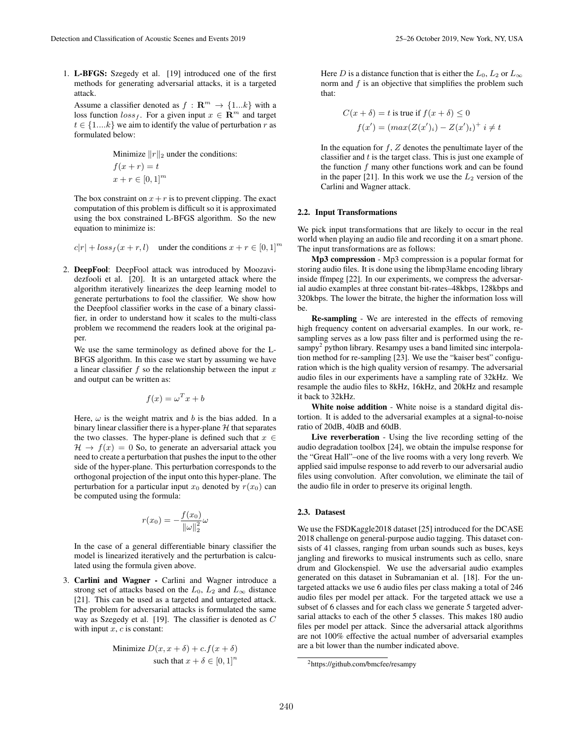1. **L-BFGS:** Szegedy et al. [19] introduced one of the first methods for generating adversarial attacks, it is a targeted attack.

   Assume a classifier denoted as $f : \mathbf{R}^m \rightarrow \{1...k\}$ with a loss function $loss_f$. For a given input $x \in \mathbf{R}^m$ and target $t \in \{1....k\}$ we aim to identify the value of perturbation $r$ as formulated below:

   $$\text{Minimize } \|r\|_2 \text{ under the conditions:}$$
   $$f(x+r) = t$$
   $$x + r \in [0,1]^m$$

   The box constraint on $x + r$ is to prevent clipping. The exact computation of this problem is difficult so it is approximated using the box constrained L-BFGS algorithm. So the new equation to minimize is:

   $$c|r| + loss_f(x+r, l) \quad \text{under the conditions } x + r \in [0,1]^m$$

2. **DeepFool**: DeepFool attack was introduced by Moozavidezfooli et al. [20]. It is an untargeted attack where the algorithm iteratively linearizes the deep learning model to generate perturbations to fool the classifier. We show how the Deepfool classifier works in the case of a binary classifier, in order to understand how it scales to the multi-class problem we recommend the readers look at the original paper.

   We use the same terminology as defined above for the L-BFGS algorithm. In this case we start by assuming we have a linear classifier $f$ so the relationship between the input $x$ and output can be written as:

   $$f(x) = \omega^T x + b$$

   Here, $\omega$ is the weight matrix and $b$ is the bias added. In a binary linear classifier there is a hyper-plane $\mathcal{H}$ that separates the two classes. The hyper-plane is defined such that $x \in \mathcal{H} \rightarrow f(x) = 0$ So, to generate an adversarial attack you need to create a perturbation that pushes the input to the other side of the hyper-plane. This perturbation corresponds to the orthogonal projection of the input onto this hyper-plane. The perturbation for a particular input $x_0$ denoted by $r(x_0)$ can be computed using the formula:

   $$r(x_0) = -\frac{f(x_0)}{\|\omega\|_2^2}\omega$$

   In the case of a general differentiable binary classifier the model is linearized iteratively and the perturbation is calculated using the formula given above.

3. **Carlini and Wagner -** Carlini and Wagner introduce a strong set of attacks based on the $L_0$, $L_2$ and $L_\infty$ distance [21]. This can be used as a targeted and untargeted attack. The problem for adversarial attacks is formulated the same way as Szegedy et al. [19]. The classifier is denoted as $C$ with input $x$, $c$ is constant:

   $$\text{Minimize } D(x, x+\delta) + c.f(x+\delta)$$
   $$\text{such that } x + \delta \in [0,1]^n$$

   Here $D$ is a distance function that is either the $L_0$, $L_2$ or $L_\infty$ norm and $f$ is an objective that simplifies the problem such that:

   $$C(x+\delta) = t \text{ is true if } f(x+\delta) \leq 0$$
   $$f(x') = (max(Z(x')_i) - Z(x')_t)^+ \; i \neq t$$

   In the equation for $f$, $Z$ denotes the penultimate layer of the classifier and $t$ is the target class. This is just one example of the function $f$ many other functions work and can be found in the paper [21]. In this work we use the $L_2$ version of the Carlini and Wagner attack.

### 2.2. Input Transformations

We pick input transformations that are likely to occur in the real world when playing an audio file and recording it on a smart phone. The input transformations are as follows:

**Mp3 compression** - Mp3 compression is a popular format for storing audio files. It is done using the libmp3lame encoding library inside ffmpeg [22]. In our experiments, we compress the adversarial audio examples at three constant bit-rates–48kbps, 128kbps and 320kbps. The lower the bitrate, the higher the information loss will be.

**Re-sampling** - We are interested in the effects of removing high frequency content on adversarial examples. In our work, re-sampling serves as a low pass filter and is performed using the resampy[2] python library. Resampy uses a band limited sinc interpolation method for re-sampling [23]. We use the "kaiser best" configuration which is the high quality version of resampy. The adversarial audio files in our experiments have a sampling rate of 32kHz. We resample the audio files to 8kHz, 16kHz, and 20kHz and resample it back to 32kHz.

**White noise addition** - White noise is a standard digital distortion. It is added to the adversarial examples at a signal-to-noise ratio of 20dB, 40dB and 60dB.

**Live reverberation** - Using the live recording setting of the audio degradation toolbox [24], we obtain the impulse response for the "Great Hall"–one of the live rooms with a very long reverb. We applied said impulse response to add reverb to our adversarial audio files using convolution. After convolution, we eliminate the tail of the audio file in order to preserve its original length.

### 2.3. Datasest

We use the FSDKaggle2018 dataset [25] introduced for the DCASE 2018 challenge on general-purpose audio tagging. This dataset consists of 41 classes, ranging from urban sounds such as buses, keys jangling and fireworks to musical instruments such as cello, snare drum and Glockenspiel. We use the adversarial audio examples generated on this dataset in Subramanian et al. [18]. For the untargeted attacks we use 6 audio files per class making a total of 246 audio files per model per attack. For the targeted attack we use a subset of 6 classes and for each class we generate 5 targeted adversarial attacks to each of the other 5 classes. This makes 180 audio files per model per attack. Since the adversarial attack algorithms are not 100% effective the actual number of adversarial examples are a bit lower than the number indicated above.

[2] https://github.com/bmcfee/resampy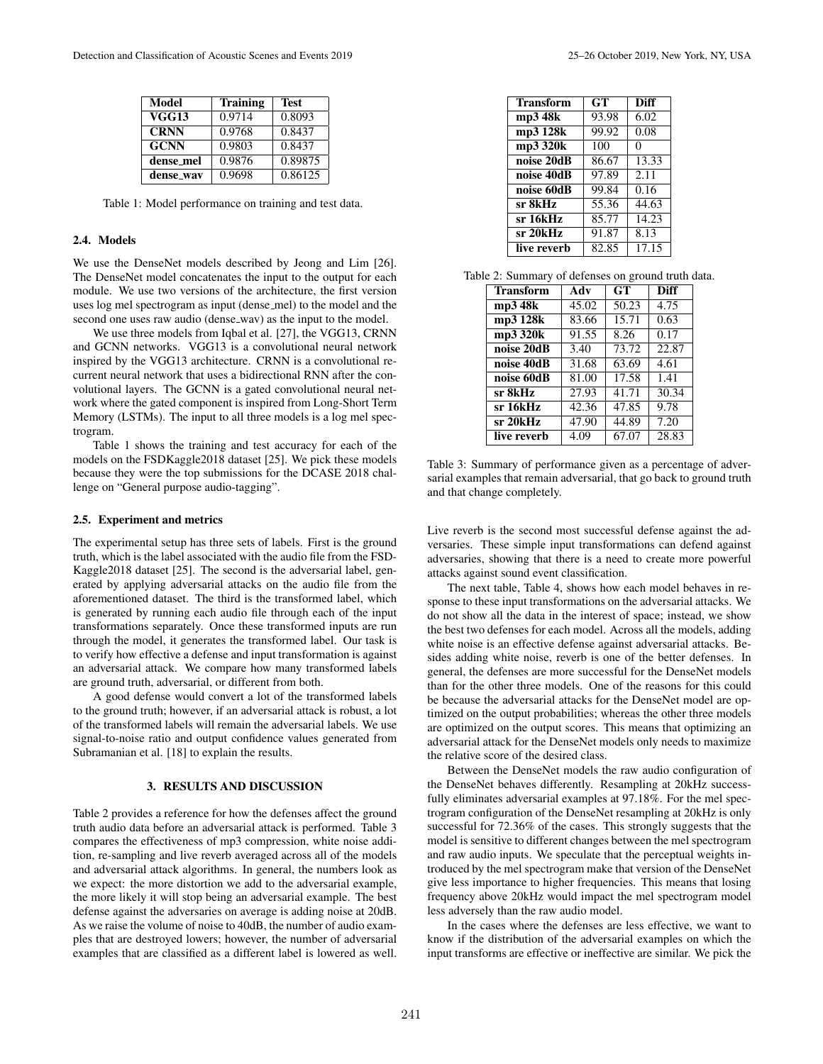| Model | Training | Test |
| --- | --- | --- |
| **VGG13** | 0.9714 | 0.8093 |
| **CRNN** | 0.9768 | 0.8437 |
| **GCNN** | 0.9803 | 0.8437 |
| **dense_mel** | 0.9876 | 0.89875 |
| **dense_wav** | 0.9698 | 0.86125 |

Table 1: Model performance on training and test data.

### 2.4. Models

We use the DenseNet models described by Jeong and Lim [26]. The DenseNet model concatenates the input to the output for each module. We use two versions of the architecture, the first version uses log mel spectrogram as input (dense_mel) to the model and the second one uses raw audio (dense_wav) as the input to the model.

We use three models from Iqbal et al. [27], the VGG13, CRNN and GCNN networks. VGG13 is a convolutional neural network inspired by the VGG13 architecture. CRNN is a convolutional recurrent neural network that uses a bidirectional RNN after the convolutional layers. The GCNN is a gated convolutional neural network where the gated component is inspired from Long-Short Term Memory (LSTMs). The input to all three models is a log mel spectrogram.

Table 1 shows the training and test accuracy for each of the models on the FSDKaggle2018 dataset [25]. We pick these models because they were the top submissions for the DCASE 2018 challenge on "General purpose audio-tagging".

### 2.5. Experiment and metrics

The experimental setup has three sets of labels. First is the ground truth, which is the label associated with the audio file from the FSD-Kaggle2018 dataset [25]. The second is the adversarial label, generated by applying adversarial attacks on the audio file from the aforementioned dataset. The third is the transformed label, which is generated by running each audio file through each of the input transformations separately. Once these transformed inputs are run through the model, it generates the transformed label. Our task is to verify how effective a defense and input transformation is against an adversarial attack. We compare how many transformed labels are ground truth, adversarial, or different from both.

A good defense would convert a lot of the transformed labels to the ground truth; however, if an adversarial attack is robust, a lot of the transformed labels will remain the adversarial labels. We use signal-to-noise ratio and output confidence values generated from Subramanian et al. [18] to explain the results.

## 3. RESULTS AND DISCUSSION

Table 2 provides a reference for how the defenses affect the ground truth audio data before an adversarial attack is performed. Table 3 compares the effectiveness of mp3 compression, white noise addition, re-sampling and live reverb averaged across all of the models and adversarial attack algorithms. In general, the numbers look as we expect: the more distortion we add to the adversarial example, the more likely it will stop being an adversarial example. The best defense against the adversaries on average is adding noise at 20dB. As we raise the volume of noise to 40dB, the number of audio examples that are destroyed lowers; however, the number of adversarial examples that are classified as a different label is lowered as well.

| Transform | GT | Diff |
| --- | --- | --- |
| **mp3 48k** | 93.98 | 6.02 |
| **mp3 128k** | 99.92 | 0.08 |
| **mp3 320k** | 100 | 0 |
| **noise 20dB** | 86.67 | 13.33 |
| **noise 40dB** | 97.89 | 2.11 |
| **noise 60dB** | 99.84 | 0.16 |
| **sr 8kHz** | 55.36 | 44.63 |
| **sr 16kHz** | 85.77 | 14.23 |
| **sr 20kHz** | 91.87 | 8.13 |
| **live reverb** | 82.85 | 17.15 |

Table 2: Summary of defenses on ground truth data.

| Transform | Adv | GT | Diff |
| --- | --- | --- | --- |
| **mp3 48k** | 45.02 | 50.23 | 4.75 |
| **mp3 128k** | 83.66 | 15.71 | 0.63 |
| **mp3 320k** | 91.55 | 8.26 | 0.17 |
| **noise 20dB** | 3.40 | 73.72 | 22.87 |
| **noise 40dB** | 31.68 | 63.69 | 4.61 |
| **noise 60dB** | 81.00 | 17.58 | 1.41 |
| **sr 8kHz** | 27.93 | 41.71 | 30.34 |
| **sr 16kHz** | 42.36 | 47.85 | 9.78 |
| **sr 20kHz** | 47.90 | 44.89 | 7.20 |
| **live reverb** | 4.09 | 67.07 | 28.83 |

Table 3: Summary of performance given as a percentage of adversarial examples that remain adversarial, that go back to ground truth and that change completely.

Live reverb is the second most successful defense against the adversaries. These simple input transformations can defend against adversaries, showing that there is a need to create more powerful attacks against sound event classification.

The next table, Table 4, shows how each model behaves in response to these input transformations on the adversarial attacks. We do not show all the data in the interest of space; instead, we show the best two defenses for each model. Across all the models, adding white noise is an effective defense against adversarial attacks. Besides adding white noise, reverb is one of the better defenses. In general, the defenses are more successful for the DenseNet models than for the other three models. One of the reasons for this could be because the adversarial attacks for the DenseNet model are optimized on the output probabilities; whereas the other three models are optimized on the output scores. This means that optimizing an adversarial attack for the DenseNet models only needs to maximize the relative score of the desired class.

Between the DenseNet models the raw audio configuration of the DenseNet behaves differently. Resampling at 20kHz successfully eliminates adversarial examples at 97.18%. For the mel spectrogram configuration of the DenseNet resampling at 20kHz is only successful for 72.36% of the cases. This strongly suggests that the model is sensitive to different changes between the mel spectrogram and raw audio inputs. We speculate that the perceptual weights introduced by the mel spectrogram make that version of the DenseNet give less importance to higher frequencies. This means that losing frequency above 20kHz would impact the mel spectrogram model less adversely than the raw audio model.

In the cases where the defenses are less effective, we want to know if the distribution of the adversarial examples on which the input transforms are effective or ineffective are similar. We pick the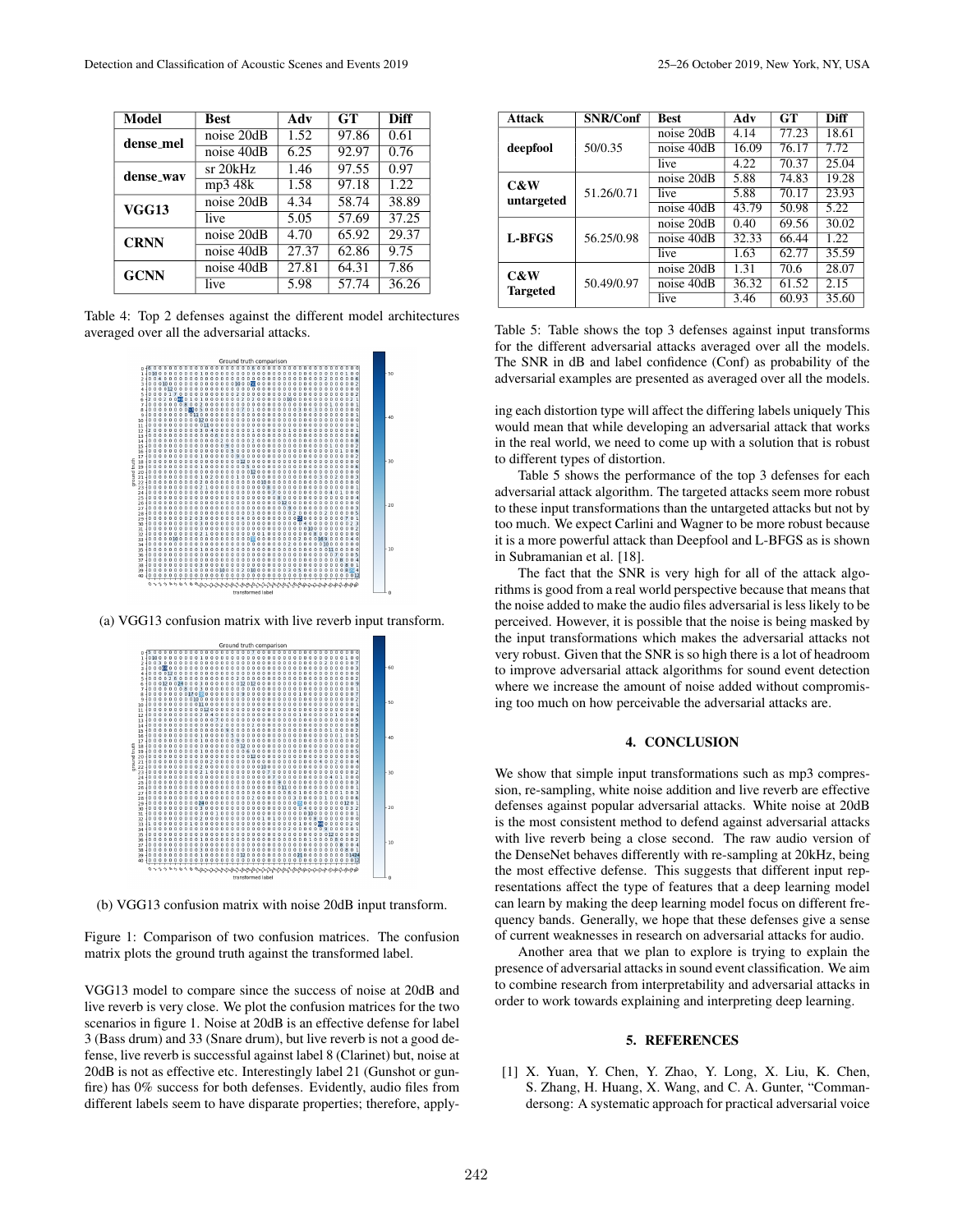| Model | Best | Adv | GT | Diff |
|---|---|---|---|---|
| **dense_mel** | noise 20dB | 1.52 | 97.86 | 0.61 |
| | noise 40dB | 6.25 | 92.97 | 0.76 |
| **dense_wav** | sr 20kHz | 1.46 | 97.55 | 0.97 |
| | mp3 48k | 1.58 | 97.18 | 1.22 |
| **VGG13** | noise 20dB | 4.34 | 58.74 | 38.89 |
| | live | 5.05 | 57.69 | 37.25 |
| **CRNN** | noise 20dB | 4.70 | 65.92 | 29.37 |
| | noise 40dB | 27.37 | 62.86 | 9.75 |
| **GCNN** | noise 40dB | 27.81 | 64.31 | 7.86 |
| | live | 5.98 | 57.74 | 36.26 |

Table 4: Top 2 defenses against the different model architectures averaged over all the adversarial attacks.

(a) VGG13 confusion matrix with live reverb input transform.

(b) VGG13 confusion matrix with noise 20dB input transform.

Figure 1: Comparison of two confusion matrices. The confusion matrix plots the ground truth against the transformed label.

VGG13 model to compare since the success of noise at 20dB and live reverb is very close. We plot the confusion matrices for the two scenarios in figure 1. Noise at 20dB is an effective defense for label 3 (Bass drum) and 33 (Snare drum), but live reverb is not a good defense, live reverb is successful against label 8 (Clarinet) but, noise at 20dB is not as effective etc. Interestingly label 21 (Gunshot or gunfire) has 0% success for both defenses. Evidently, audio files from different labels seem to have disparate properties; therefore, applying each distortion type will affect the differing labels uniquely This would mean that while developing an adversarial attack that works in the real world, we need to come up with a solution that is robust to different types of distortion.

| Attack | SNR/Conf | Best | Adv | GT | Diff |
|---|---|---|---|---|---|
| **deepfool** | 50/0.35 | noise 20dB | 4.14 | 77.23 | 18.61 |
| | | noise 40dB | 16.09 | 76.17 | 7.72 |
| | | live | 4.22 | 70.37 | 25.04 |
| **C&W untargeted** | 51.26/0.71 | noise 20dB | 5.88 | 74.83 | 19.28 |
| | | live | 5.88 | 70.17 | 23.93 |
| | | noise 40dB | 43.79 | 50.98 | 5.22 |
| **L-BFGS** | 56.25/0.98 | noise 20dB | 0.40 | 69.56 | 30.02 |
| | | noise 40dB | 32.33 | 66.44 | 1.22 |
| | | live | 1.63 | 62.77 | 35.59 |
| **C&W Targeted** | 50.49/0.97 | noise 20dB | 1.31 | 70.6 | 28.07 |
| | | noise 40dB | 36.32 | 61.52 | 2.15 |
| | | live | 3.46 | 60.93 | 35.60 |

Table 5: Table shows the top 3 defenses against input transforms for the different adversarial attacks averaged over all the models. The SNR in dB and label confidence (Conf) as probability of the adversarial examples are presented as averaged over all the models.

Table 5 shows the performance of the top 3 defenses for each adversarial attack algorithm. The targeted attacks seem more robust to these input transformations than the untargeted attacks but not by too much. We expect Carlini and Wagner to be more robust because it is a more powerful attack than Deepfool and L-BFGS as is shown in Subramanian et al. [18].

The fact that the SNR is very high for all of the attack algorithms is good from a real world perspective because that means that the noise added to make the audio files adversarial is less likely to be perceived. However, it is possible that the noise is being masked by the input transformations which makes the adversarial attacks not very robust. Given that the SNR is so high there is a lot of headroom to improve adversarial attack algorithms for sound event detection where we increase the amount of noise added without compromising too much on how perceivable the adversarial attacks are.

## 4. CONCLUSION

We show that simple input transformations such as mp3 compression, re-sampling, white noise addition and live reverb are effective defenses against popular adversarial attacks. White noise at 20dB is the most consistent method to defend against adversarial attacks with live reverb being a close second. The raw audio version of the DenseNet behaves differently with re-sampling at 20kHz, being the most effective defense. This suggests that different input representations affect the type of features that a deep learning model can learn by making the deep learning model focus on different frequency bands. Generally, we hope that these defenses give a sense of current weaknesses in research on adversarial attacks for audio.

Another area that we plan to explore is trying to explain the presence of adversarial attacks in sound event classification. We aim to combine research from interpretability and adversarial attacks in order to work towards explaining and interpreting deep learning.

## 5. REFERENCES

[1] X. Yuan, Y. Chen, Y. Zhao, Y. Long, X. Liu, K. Chen, S. Zhang, H. Huang, X. Wang, and C. A. Gunter, "Commandersong: A systematic approach for practical adversarial voice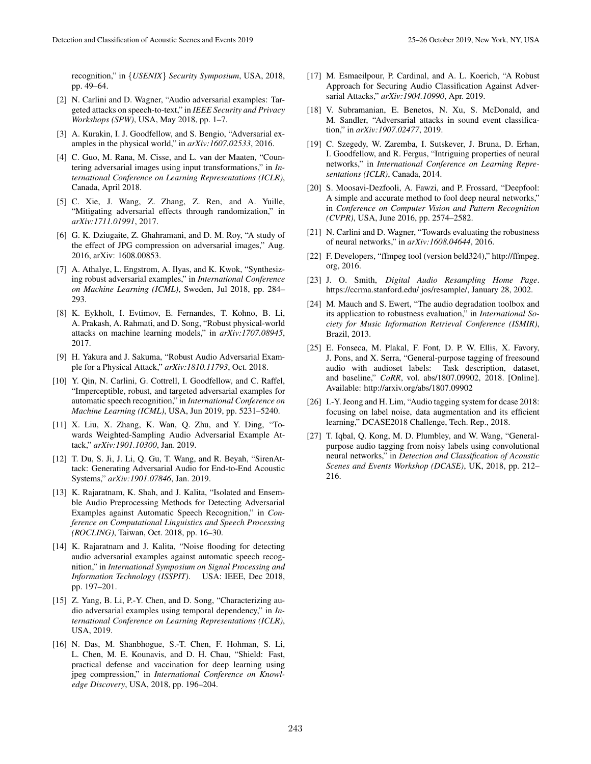recognition," in {*USENIX*} *Security Symposium*, USA, 2018, pp. 49–64.

[2] N. Carlini and D. Wagner, "Audio adversarial examples: Targeted attacks on speech-to-text," in *IEEE Security and Privacy Workshops (SPW)*, USA, May 2018, pp. 1–7.

[3] A. Kurakin, I. J. Goodfellow, and S. Bengio, "Adversarial examples in the physical world," in *arXiv:1607.02533*, 2016.

[4] C. Guo, M. Rana, M. Cisse, and L. van der Maaten, "Countering adversarial images using input transformations," in *International Conference on Learning Representations (ICLR)*, Canada, April 2018.

[5] C. Xie, J. Wang, Z. Zhang, Z. Ren, and A. Yuille, "Mitigating adversarial effects through randomization," in *arXiv:1711.01991*, 2017.

[6] G. K. Dziugaite, Z. Ghahramani, and D. M. Roy, "A study of the effect of JPG compression on adversarial images," Aug. 2016, arXiv: 1608.00853.

[7] A. Athalye, L. Engstrom, A. Ilyas, and K. Kwok, "Synthesizing robust adversarial examples," in *International Conference on Machine Learning (ICML)*, Sweden, Jul 2018, pp. 284–293.

[8] K. Eykholt, I. Evtimov, E. Fernandes, T. Kohno, B. Li, A. Prakash, A. Rahmati, and D. Song, "Robust physical-world attacks on machine learning models," in *arXiv:1707.08945*, 2017.

[9] H. Yakura and J. Sakuma, "Robust Audio Adversarial Example for a Physical Attack," *arXiv:1810.11793*, Oct. 2018.

[10] Y. Qin, N. Carlini, G. Cottrell, I. Goodfellow, and C. Raffel, "Imperceptible, robust, and targeted adversarial examples for automatic speech recognition," in *International Conference on Machine Learning (ICML)*, USA, Jun 2019, pp. 5231–5240.

[11] X. Liu, X. Zhang, K. Wan, Q. Zhu, and Y. Ding, "Towards Weighted-Sampling Audio Adversarial Example Attack," *arXiv:1901.10300*, Jan. 2019.

[12] T. Du, S. Ji, J. Li, Q. Gu, T. Wang, and R. Beyah, "SirenAttack: Generating Adversarial Audio for End-to-End Acoustic Systems," *arXiv:1901.07846*, Jan. 2019.

[13] K. Rajaratnam, K. Shah, and J. Kalita, "Isolated and Ensemble Audio Preprocessing Methods for Detecting Adversarial Examples against Automatic Speech Recognition," in *Conference on Computational Linguistics and Speech Processing (ROCLING)*, Taiwan, Oct. 2018, pp. 16–30.

[14] K. Rajaratnam and J. Kalita, "Noise flooding for detecting audio adversarial examples against automatic speech recognition," in *International Symposium on Signal Processing and Information Technology (ISSPIT)*. USA: IEEE, Dec 2018, pp. 197–201.

[15] Z. Yang, B. Li, P.-Y. Chen, and D. Song, "Characterizing audio adversarial examples using temporal dependency," in *International Conference on Learning Representations (ICLR)*, USA, 2019.

[16] N. Das, M. Shanbhogue, S.-T. Chen, F. Hohman, S. Li, L. Chen, M. E. Kounavis, and D. H. Chau, "Shield: Fast, practical defense and vaccination for deep learning using jpeg compression," in *International Conference on Knowledge Discovery*, USA, 2018, pp. 196–204.

[17] M. Esmaeilpour, P. Cardinal, and A. L. Koerich, "A Robust Approach for Securing Audio Classification Against Adversarial Attacks," *arXiv:1904.10990*, Apr. 2019.

[18] V. Subramanian, E. Benetos, N. Xu, S. McDonald, and M. Sandler, "Adversarial attacks in sound event classification," in *arXiv:1907.02477*, 2019.

[19] C. Szegedy, W. Zaremba, I. Sutskever, J. Bruna, D. Erhan, I. Goodfellow, and R. Fergus, "Intriguing properties of neural networks," in *International Conference on Learning Representations (ICLR)*, Canada, 2014.

[20] S. Moosavi-Dezfooli, A. Fawzi, and P. Frossard, "Deepfool: A simple and accurate method to fool deep neural networks," in *Conference on Computer Vision and Pattern Recognition (CVPR)*, USA, June 2016, pp. 2574–2582.

[21] N. Carlini and D. Wagner, "Towards evaluating the robustness of neural networks," in *arXiv:1608.04644*, 2016.

[22] F. Developers, "ffmpeg tool (version beld324)," http://ffmpeg.org, 2016.

[23] J. O. Smith, *Digital Audio Resampling Home Page*. https://ccrma.stanford.edu/ jos/resample/, January 28, 2002.

[24] M. Mauch and S. Ewert, "The audio degradation toolbox and its application to robustness evaluation," in *International Society for Music Information Retrieval Conference (ISMIR)*, Brazil, 2013.

[25] E. Fonseca, M. Plakal, F. Font, D. P. W. Ellis, X. Favory, J. Pons, and X. Serra, "General-purpose tagging of freesound audio with audioset labels: Task description, dataset, and baseline," *CoRR*, vol. abs/1807.09902, 2018. [Online]. Available: http://arxiv.org/abs/1807.09902

[26] I.-Y. Jeong and H. Lim, "Audio tagging system for dcase 2018: focusing on label noise, data augmentation and its efficient learning," DCASE2018 Challenge, Tech. Rep., 2018.

[27] T. Iqbal, Q. Kong, M. D. Plumbley, and W. Wang, "General-purpose audio tagging from noisy labels using convolutional neural networks," in *Detection and Classification of Acoustic Scenes and Events Workshop (DCASE)*, UK, 2018, pp. 212–216.